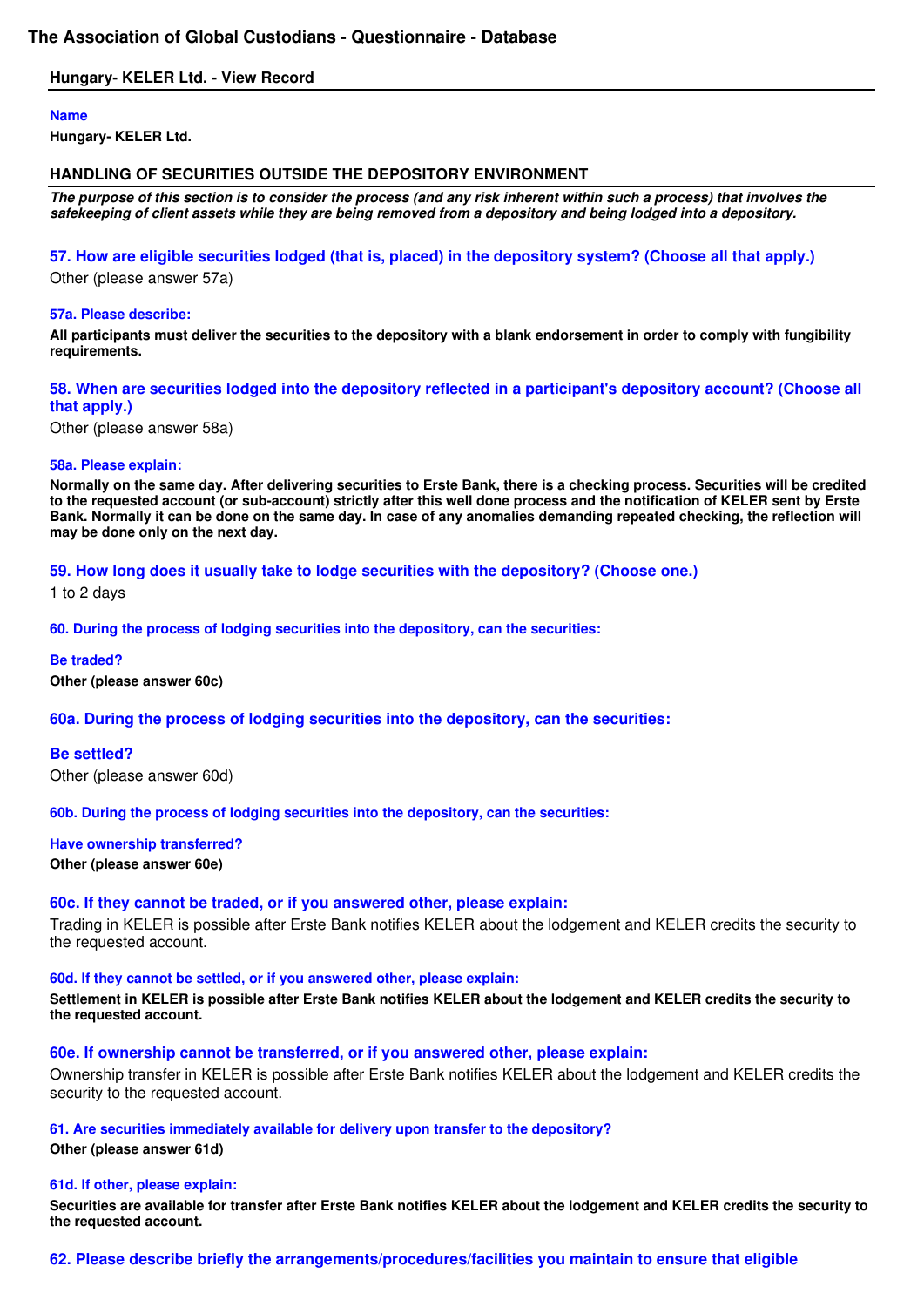# The Association of Global Custodians - Questionnaire - Database

## Hungary- KELER Ltd. - View Record

**Name**

**Hungary- KELER Ltd.**

## HANDLING OF SECURITIES OUTSIDE THE DEPOSITORY ENVIRONMENT

***The purpose of this section is to consider the process (and any risk inherent within such a process) that involves the safekeeping of client assets while they are being removed from a depository and being lodged into a depository.***

### 57. How are eligible securities lodged (that is, placed) in the depository system? (Choose all that apply.)

Other (please answer 57a)

**57a. Please describe:**

**All participants must deliver the securities to the depository with a blank endorsement in order to comply with fungibility requirements.**

### 58. When are securities lodged into the depository reflected in a participant's depository account? (Choose all that apply.)

Other (please answer 58a)

**58a. Please explain:**

**Normally on the same day. After delivering securities to Erste Bank, there is a checking process. Securities will be credited to the requested account (or sub-account) strictly after this well done process and the notification of KELER sent by Erste Bank. Normally it can be done on the same day. In case of any anomalies demanding repeated checking, the reflection will may be done only on the next day.**

### 59. How long does it usually take to lodge securities with the depository? (Choose one.)

1 to 2 days

**60. During the process of lodging securities into the depository, can the securities:**

**Be traded?**

**Other (please answer 60c)**

### 60a. During the process of lodging securities into the depository, can the securities:

### Be settled?

Other (please answer 60d)

**60b. During the process of lodging securities into the depository, can the securities:**

**Have ownership transferred?**

**Other (please answer 60e)**

### 60c. If they cannot be traded, or if you answered other, please explain:

Trading in KELER is possible after Erste Bank notifies KELER about the lodgement and KELER credits the security to the requested account.

**60d. If they cannot be settled, or if you answered other, please explain:**

**Settlement in KELER is possible after Erste Bank notifies KELER about the lodgement and KELER credits the security to the requested account.**

### 60e. If ownership cannot be transferred, or if you answered other, please explain:

Ownership transfer in KELER is possible after Erste Bank notifies KELER about the lodgement and KELER credits the security to the requested account.

**61. Are securities immediately available for delivery upon transfer to the depository?**

**Other (please answer 61d)**

**61d. If other, please explain:**

**Securities are available for transfer after Erste Bank notifies KELER about the lodgement and KELER credits the security to the requested account.**

### 62. Please describe briefly the arrangements/procedures/facilities you maintain to ensure that eligible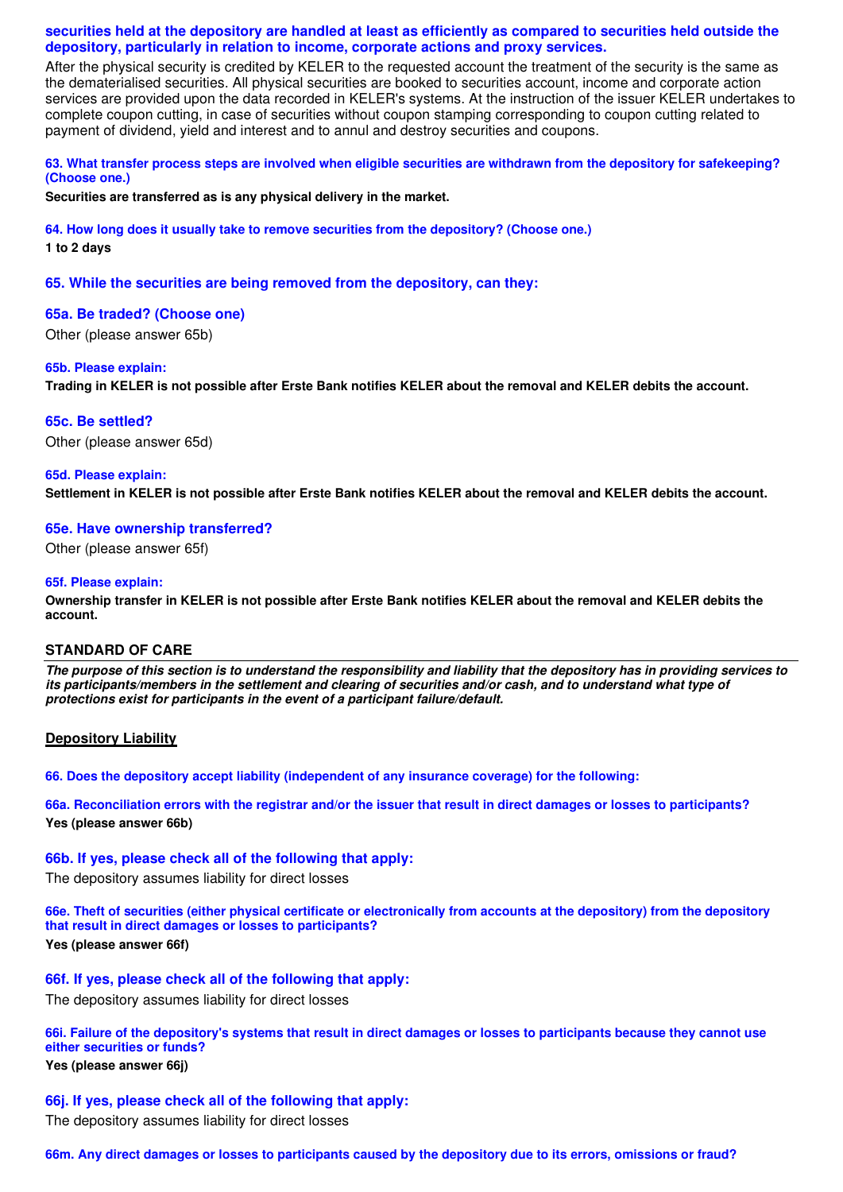**securities held at the depository are handled at least as efficiently as compared to securities held outside the depository, particularly in relation to income, corporate actions and proxy services.**

After the physical security is credited by KELER to the requested account the treatment of the security is the same as the dematerialised securities. All physical securities are booked to securities account, income and corporate action services are provided upon the data recorded in KELER's systems. At the instruction of the issuer KELER undertakes to complete coupon cutting, in case of securities without coupon stamping corresponding to coupon cutting related to payment of dividend, yield and interest and to annul and destroy securities and coupons.

**63. What transfer process steps are involved when eligible securities are withdrawn from the depository for safekeeping? (Choose one.)**

**Securities are transferred as is any physical delivery in the market.**

**64. How long does it usually take to remove securities from the depository? (Choose one.)**

**1 to 2 days**

**65. While the securities are being removed from the depository, can they:**

**65a. Be traded? (Choose one)**

Other (please answer 65b)

**65b. Please explain:**

**Trading in KELER is not possible after Erste Bank notifies KELER about the removal and KELER debits the account.**

**65c. Be settled?**

Other (please answer 65d)

**65d. Please explain:**

**Settlement in KELER is not possible after Erste Bank notifies KELER about the removal and KELER debits the account.**

**65e. Have ownership transferred?**

Other (please answer 65f)

**65f. Please explain:**

**Ownership transfer in KELER is not possible after Erste Bank notifies KELER about the removal and KELER debits the account.**

## STANDARD OF CARE

***The purpose of this section is to understand the responsibility and liability that the depository has in providing services to its participants/members in the settlement and clearing of securities and/or cash, and to understand what type of protections exist for participants in the event of a participant failure/default.***

### Depository Liability

**66. Does the depository accept liability (independent of any insurance coverage) for the following:**

**66a. Reconciliation errors with the registrar and/or the issuer that result in direct damages or losses to participants?**

**Yes (please answer 66b)**

**66b. If yes, please check all of the following that apply:**

The depository assumes liability for direct losses

**66e. Theft of securities (either physical certificate or electronically from accounts at the depository) from the depository that result in direct damages or losses to participants?**

**Yes (please answer 66f)**

**66f. If yes, please check all of the following that apply:**

The depository assumes liability for direct losses

**66i. Failure of the depository's systems that result in direct damages or losses to participants because they cannot use either securities or funds?**

**Yes (please answer 66j)**

**66j. If yes, please check all of the following that apply:**

The depository assumes liability for direct losses

**66m. Any direct damages or losses to participants caused by the depository due to its errors, omissions or fraud?**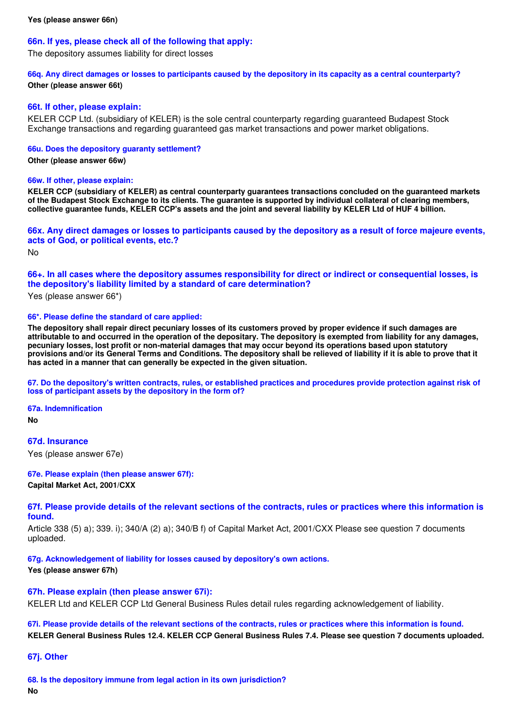**Yes (please answer 66n)**

### 66n. If yes, please check all of the following that apply:

The depository assumes liability for direct losses

#### 66q. Any direct damages or losses to participants caused by the depository in its capacity as a central counterparty?

**Other (please answer 66t)**

### 66t. If other, please explain:

KELER CCP Ltd. (subsidiary of KELER) is the sole central counterparty regarding guaranteed Budapest Stock Exchange transactions and regarding guaranteed gas market transactions and power market obligations.

#### 66u. Does the depository guaranty settlement?

**Other (please answer 66w)**

#### 66w. If other, please explain:

**KELER CCP (subsidiary of KELER) as central counterparty guarantees transactions concluded on the guaranteed markets of the Budapest Stock Exchange to its clients. The guarantee is supported by individual collateral of clearing members, collective guarantee funds, KELER CCP's assets and the joint and several liability by KELER Ltd of HUF 4 billion.**

### 66x. Any direct damages or losses to participants caused by the depository as a result of force majeure events, acts of God, or political events, etc.?

No

### 66+. In all cases where the depository assumes responsibility for direct or indirect or consequential losses, is the depository's liability limited by a standard of care determination?

Yes (please answer 66*)

#### 66*. Please define the standard of care applied:

**The depository shall repair direct pecuniary losses of its customers proved by proper evidence if such damages are attributable to and occurred in the operation of the depositary. The depository is exempted from liability for any damages, pecuniary losses, lost profit or non-material damages that may occur beyond its operations based upon statutory provisions and/or its General Terms and Conditions. The depository shall be relieved of liability if it is able to prove that it has acted in a manner that can generally be expected in the given situation.**

#### 67. Do the depository's written contracts, rules, or established practices and procedures provide protection against risk of loss of participant assets by the depository in the form of?

#### 67a. Indemnification

**No**

### 67d. Insurance

Yes (please answer 67e)

#### 67e. Please explain (then please answer 67f):

**Capital Market Act, 2001/CXX**

### 67f. Please provide details of the relevant sections of the contracts, rules or practices where this information is found.

Article 338 (5) a); 339. i); 340/A (2) a); 340/B f) of Capital Market Act, 2001/CXX Please see question 7 documents uploaded.

#### 67g. Acknowledgement of liability for losses caused by depository's own actions.

**Yes (please answer 67h)**

### 67h. Please explain (then please answer 67i):

KELER Ltd and KELER CCP Ltd General Business Rules detail rules regarding acknowledgement of liability.

#### 67i. Please provide details of the relevant sections of the contracts, rules or practices where this information is found.

**KELER General Business Rules 12.4. KELER CCP General Business Rules 7.4. Please see question 7 documents uploaded.**

### 67j. Other

#### 68. Is the depository immune from legal action in its own jurisdiction?

**No**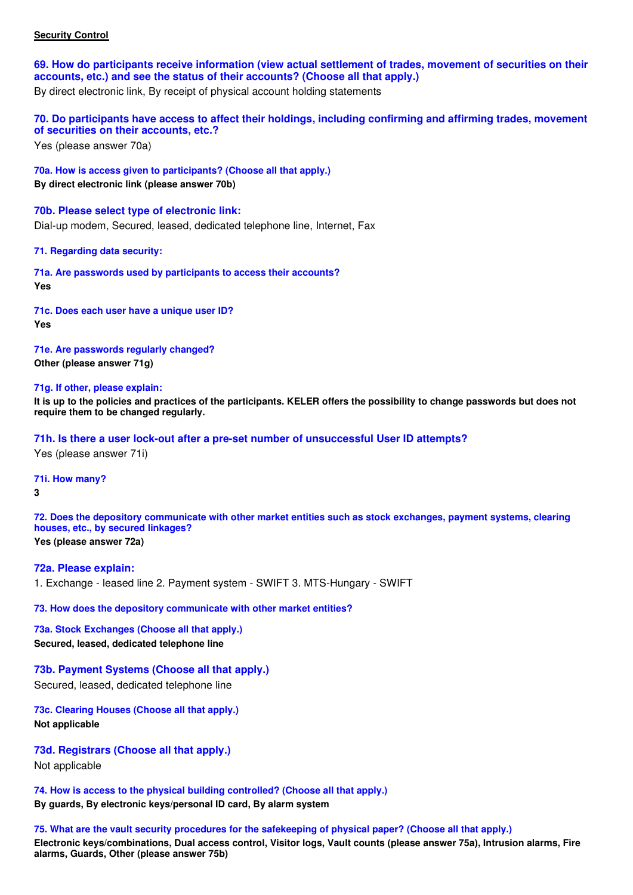**Security Control**

### 69. How do participants receive information (view actual settlement of trades, movement of securities on their accounts, etc.) and see the status of their accounts? (Choose all that apply.)

By direct electronic link, By receipt of physical account holding statements

### 70. Do participants have access to affect their holdings, including confirming and affirming trades, movement of securities on their accounts, etc.?

Yes (please answer 70a)

#### 70a. How is access given to participants? (Choose all that apply.)

**By direct electronic link (please answer 70b)**

### 70b. Please select type of electronic link:

Dial-up modem, Secured, leased, dedicated telephone line, Internet, Fax

#### 71. Regarding data security:

#### 71a. Are passwords used by participants to access their accounts?

**Yes**

#### 71c. Does each user have a unique user ID?

**Yes**

#### 71e. Are passwords regularly changed?

**Other (please answer 71g)**

#### 71g. If other, please explain:

**It is up to the policies and practices of the participants. KELER offers the possibility to change passwords but does not require them to be changed regularly.**

### 71h. Is there a user lock-out after a pre-set number of unsuccessful User ID attempts?

Yes (please answer 71i)

#### 71i. How many?

**3**

#### 72. Does the depository communicate with other market entities such as stock exchanges, payment systems, clearing houses, etc., by secured linkages?

**Yes (please answer 72a)**

### 72a. Please explain:

1. Exchange - leased line 2. Payment system - SWIFT 3. MTS-Hungary - SWIFT

#### 73. How does the depository communicate with other market entities?

#### 73a. Stock Exchanges (Choose all that apply.)

**Secured, leased, dedicated telephone line**

### 73b. Payment Systems (Choose all that apply.)

Secured, leased, dedicated telephone line

#### 73c. Clearing Houses (Choose all that apply.)

**Not applicable**

### 73d. Registrars (Choose all that apply.)

Not applicable

#### 74. How is access to the physical building controlled? (Choose all that apply.)

**By guards, By electronic keys/personal ID card, By alarm system**

#### 75. What are the vault security procedures for the safekeeping of physical paper? (Choose all that apply.)

**Electronic keys/combinations, Dual access control, Visitor logs, Vault counts (please answer 75a), Intrusion alarms, Fire alarms, Guards, Other (please answer 75b)**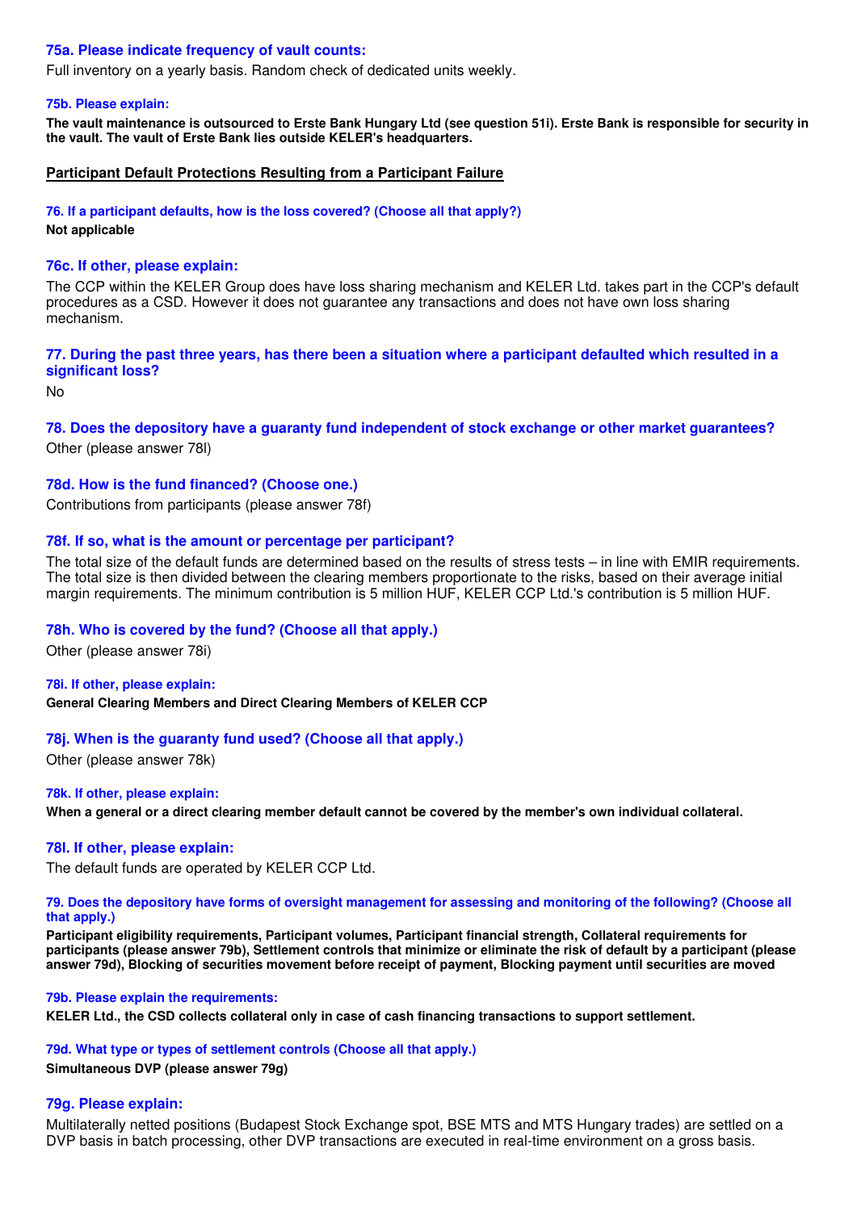### 75a. Please indicate frequency of vault counts:

Full inventory on a yearly basis. Random check of dedicated units weekly.

#### 75b. Please explain:

**The vault maintenance is outsourced to Erste Bank Hungary Ltd (see question 51i). Erste Bank is responsible for security in the vault. The vault of Erste Bank lies outside KELER's headquarters.**

## Participant Default Protections Resulting from a Participant Failure

#### 76. If a participant defaults, how is the loss covered? (Choose all that apply?)

**Not applicable**

### 76c. If other, please explain:

The CCP within the KELER Group does have loss sharing mechanism and KELER Ltd. takes part in the CCP's default procedures as a CSD. However it does not guarantee any transactions and does not have own loss sharing mechanism.

### 77. During the past three years, has there been a situation where a participant defaulted which resulted in a significant loss?

No

### 78. Does the depository have a guaranty fund independent of stock exchange or other market guarantees?

Other (please answer 78l)

### 78d. How is the fund financed? (Choose one.)

Contributions from participants (please answer 78f)

### 78f. If so, what is the amount or percentage per participant?

The total size of the default funds are determined based on the results of stress tests – in line with EMIR requirements. The total size is then divided between the clearing members proportionate to the risks, based on their average initial margin requirements. The minimum contribution is 5 million HUF, KELER CCP Ltd.'s contribution is 5 million HUF.

### 78h. Who is covered by the fund? (Choose all that apply.)

Other (please answer 78i)

#### 78i. If other, please explain:

**General Clearing Members and Direct Clearing Members of KELER CCP**

### 78j. When is the guaranty fund used? (Choose all that apply.)

Other (please answer 78k)

#### 78k. If other, please explain:

**When a general or a direct clearing member default cannot be covered by the member's own individual collateral.**

### 78l. If other, please explain:

The default funds are operated by KELER CCP Ltd.

#### 79. Does the depository have forms of oversight management for assessing and monitoring of the following? (Choose all that apply.)

**Participant eligibility requirements, Participant volumes, Participant financial strength, Collateral requirements for participants (please answer 79b), Settlement controls that minimize or eliminate the risk of default by a participant (please answer 79d), Blocking of securities movement before receipt of payment, Blocking payment until securities are moved**

#### 79b. Please explain the requirements:

**KELER Ltd., the CSD collects collateral only in case of cash financing transactions to support settlement.**

#### 79d. What type or types of settlement controls (Choose all that apply.)

**Simultaneous DVP (please answer 79g)**

### 79g. Please explain:

Multilaterally netted positions (Budapest Stock Exchange spot, BSE MTS and MTS Hungary trades) are settled on a DVP basis in batch processing, other DVP transactions are executed in real-time environment on a gross basis.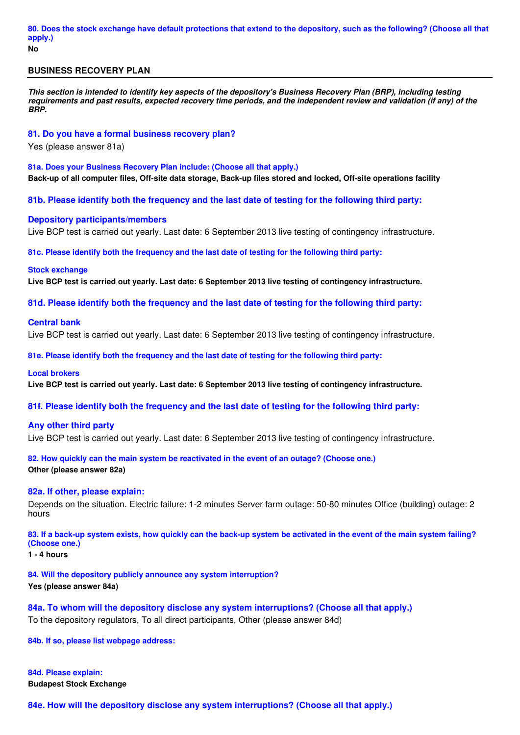**80. Does the stock exchange have default protections that extend to the depository, such as the following? (Choose all that apply.)**
**No**

## BUSINESS RECOVERY PLAN

***This section is intended to identify key aspects of the depository's Business Recovery Plan (BRP), including testing requirements and past results, expected recovery time periods, and the independent review and validation (if any) of the BRP.***

### 81. Do you have a formal business recovery plan?

Yes (please answer 81a)

**81a. Does your Business Recovery Plan include: (Choose all that apply.)**
**Back-up of all computer files, Off-site data storage, Back-up files stored and locked, Off-site operations facility**

### 81b. Please identify both the frequency and the last date of testing for the following third party:

### Depository participants/members

Live BCP test is carried out yearly. Last date: 6 September 2013 live testing of contingency infrastructure.

**81c. Please identify both the frequency and the last date of testing for the following third party:**

**Stock exchange**

**Live BCP test is carried out yearly. Last date: 6 September 2013 live testing of contingency infrastructure.**

### 81d. Please identify both the frequency and the last date of testing for the following third party:

### Central bank

Live BCP test is carried out yearly. Last date: 6 September 2013 live testing of contingency infrastructure.

**81e. Please identify both the frequency and the last date of testing for the following third party:**

**Local brokers**

**Live BCP test is carried out yearly. Last date: 6 September 2013 live testing of contingency infrastructure.**

### 81f. Please identify both the frequency and the last date of testing for the following third party:

### Any other third party

Live BCP test is carried out yearly. Last date: 6 September 2013 live testing of contingency infrastructure.

**82. How quickly can the main system be reactivated in the event of an outage? (Choose one.)**
**Other (please answer 82a)**

### 82a. If other, please explain:

Depends on the situation. Electric failure: 1-2 minutes Server farm outage: 50-80 minutes Office (building) outage: 2 hours

**83. If a back-up system exists, how quickly can the back-up system be activated in the event of the main system failing? (Choose one.)**
**1 - 4 hours**

**84. Will the depository publicly announce any system interruption?**
**Yes (please answer 84a)**

### 84a. To whom will the depository disclose any system interruptions? (Choose all that apply.)

To the depository regulators, To all direct participants, Other (please answer 84d)

**84b. If so, please list webpage address:**

**84d. Please explain:**
**Budapest Stock Exchange**

### 84e. How will the depository disclose any system interruptions? (Choose all that apply.)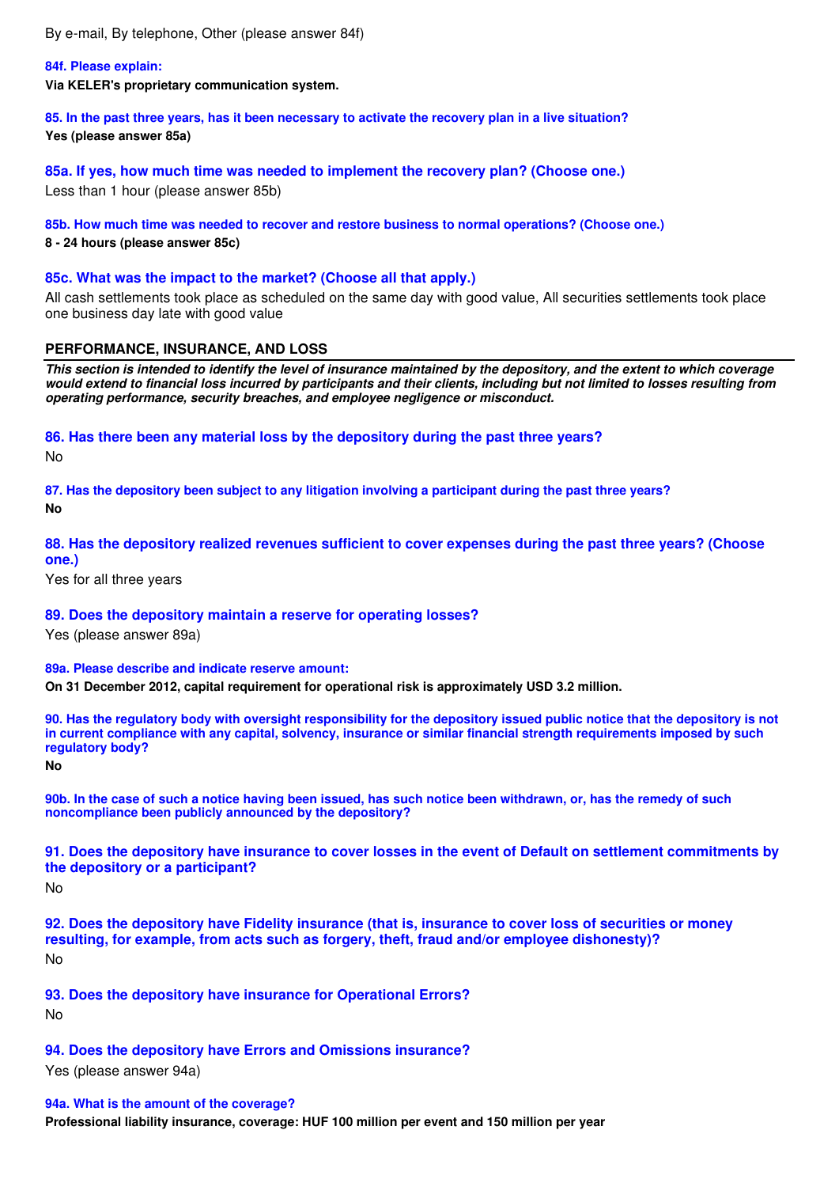By e-mail, By telephone, Other (please answer 84f)

**84f. Please explain:**

**Via KELER's proprietary communication system.**

**85. In the past three years, has it been necessary to activate the recovery plan in a live situation?**

**Yes (please answer 85a)**

**85a. If yes, how much time was needed to implement the recovery plan? (Choose one.)**

Less than 1 hour (please answer 85b)

**85b. How much time was needed to recover and restore business to normal operations? (Choose one.)**

**8 - 24 hours (please answer 85c)**

**85c. What was the impact to the market? (Choose all that apply.)**

All cash settlements took place as scheduled on the same day with good value, All securities settlements took place one business day late with good value

## PERFORMANCE, INSURANCE, AND LOSS

***This section is intended to identify the level of insurance maintained by the depository, and the extent to which coverage would extend to financial loss incurred by participants and their clients, including but not limited to losses resulting from operating performance, security breaches, and employee negligence or misconduct.***

**86. Has there been any material loss by the depository during the past three years?**

No

**87. Has the depository been subject to any litigation involving a participant during the past three years?**

**No**

**88. Has the depository realized revenues sufficient to cover expenses during the past three years? (Choose one.)**

Yes for all three years

**89. Does the depository maintain a reserve for operating losses?**

Yes (please answer 89a)

**89a. Please describe and indicate reserve amount:**

**On 31 December 2012, capital requirement for operational risk is approximately USD 3.2 million.**

**90. Has the regulatory body with oversight responsibility for the depository issued public notice that the depository is not in current compliance with any capital, solvency, insurance or similar financial strength requirements imposed by such regulatory body?**

**No**

**90b. In the case of such a notice having been issued, has such notice been withdrawn, or, has the remedy of such noncompliance been publicly announced by the depository?**

**91. Does the depository have insurance to cover losses in the event of Default on settlement commitments by the depository or a participant?**

No

**92. Does the depository have Fidelity insurance (that is, insurance to cover loss of securities or money resulting, for example, from acts such as forgery, theft, fraud and/or employee dishonesty)?**

No

**93. Does the depository have insurance for Operational Errors?**

No

**94. Does the depository have Errors and Omissions insurance?**

Yes (please answer 94a)

**94a. What is the amount of the coverage?**

**Professional liability insurance, coverage: HUF 100 million per event and 150 million per year**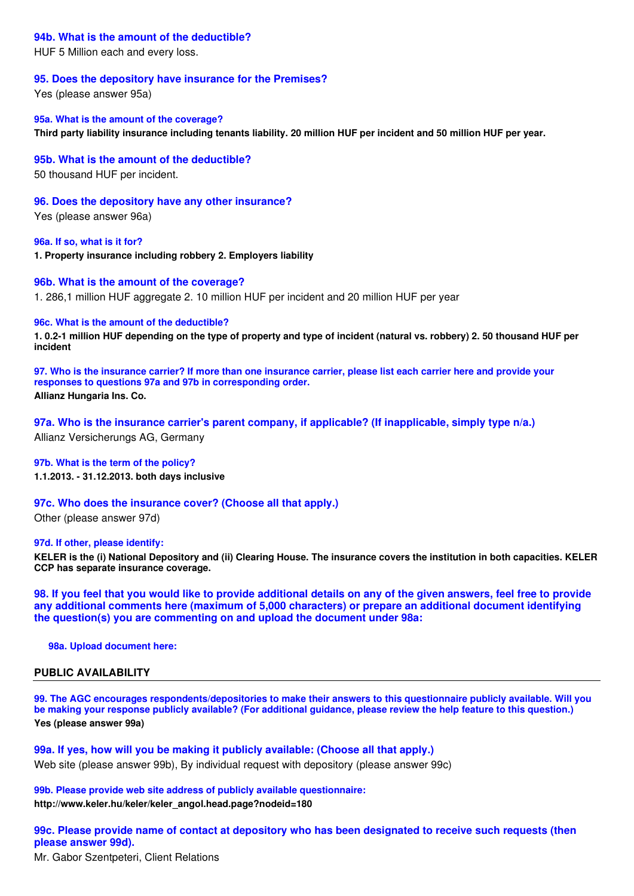### 94b. What is the amount of the deductible?

HUF 5 Million each and every loss.

### 95. Does the depository have insurance for the Premises?

Yes (please answer 95a)

#### 95a. What is the amount of the coverage?

**Third party liability insurance including tenants liability. 20 million HUF per incident and 50 million HUF per year.**

### 95b. What is the amount of the deductible?

50 thousand HUF per incident.

### 96. Does the depository have any other insurance?

Yes (please answer 96a)

#### 96a. If so, what is it for?

**1. Property insurance including robbery 2. Employers liability**

### 96b. What is the amount of the coverage?

1. 286,1 million HUF aggregate 2. 10 million HUF per incident and 20 million HUF per year

#### 96c. What is the amount of the deductible?

**1. 0.2-1 million HUF depending on the type of property and type of incident (natural vs. robbery) 2. 50 thousand HUF per incident**

#### 97. Who is the insurance carrier? If more than one insurance carrier, please list each carrier here and provide your responses to questions 97a and 97b in corresponding order.

**Allianz Hungaria Ins. Co.**

### 97a. Who is the insurance carrier's parent company, if applicable? (If inapplicable, simply type n/a.)

Allianz Versicherungs AG, Germany

#### 97b. What is the term of the policy?

**1.1.2013. - 31.12.2013. both days inclusive**

### 97c. Who does the insurance cover? (Choose all that apply.)

Other (please answer 97d)

#### 97d. If other, please identify:

**KELER is the (i) National Depository and (ii) Clearing House. The insurance covers the institution in both capacities. KELER CCP has separate insurance coverage.**

### 98. If you feel that you would like to provide additional details on any of the given answers, feel free to provide any additional comments here (maximum of 5,000 characters) or prepare an additional document identifying the question(s) you are commenting on and upload the document under 98a:

#### 98a. Upload document here:

## PUBLIC AVAILABILITY

#### 99. The AGC encourages respondents/depositories to make their answers to this questionnaire publicly available. Will you be making your response publicly available? (For additional guidance, please review the help feature to this question.)

**Yes (please answer 99a)**

### 99a. If yes, how will you be making it publicly available: (Choose all that apply.)

Web site (please answer 99b), By individual request with depository (please answer 99c)

#### 99b. Please provide web site address of publicly available questionnaire:

**http://www.keler.hu/keler/keler_angol.head.page?nodeid=180**

### 99c. Please provide name of contact at depository who has been designated to receive such requests (then please answer 99d).

Mr. Gabor Szentpeteri, Client Relations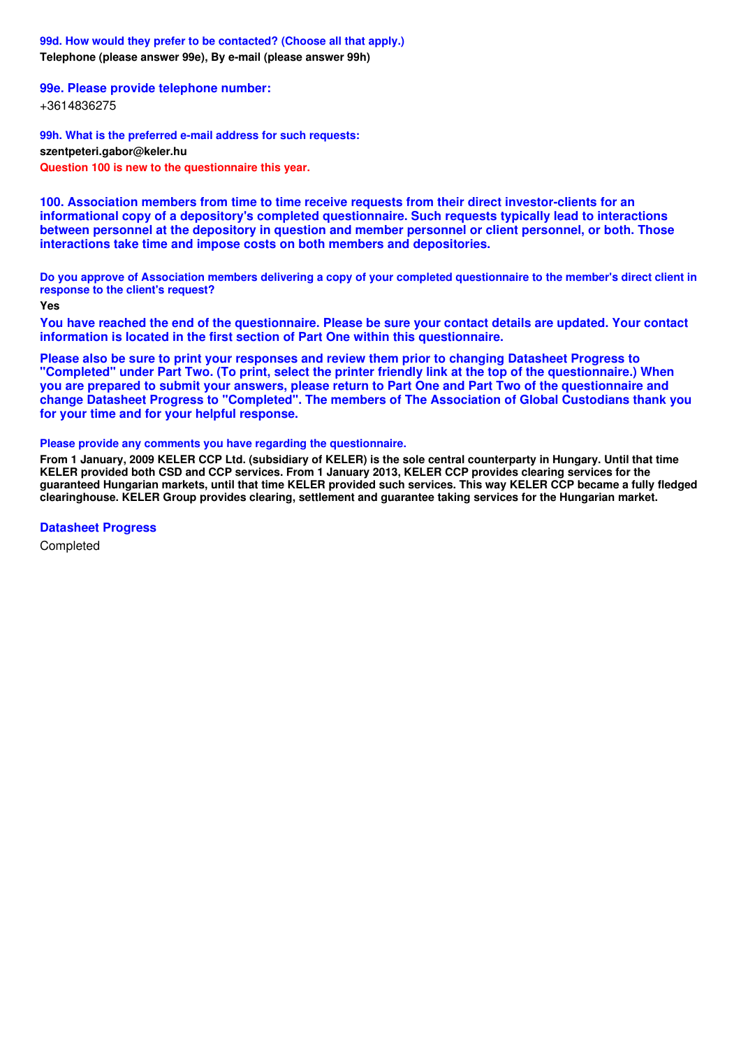**99d. How would they prefer to be contacted? (Choose all that apply.)**

**Telephone (please answer 99e), By e-mail (please answer 99h)**

**99e. Please provide telephone number:**

+3614836275

**99h. What is the preferred e-mail address for such requests:**

**szentpeteri.gabor@keler.hu**

**Question 100 is new to the questionnaire this year.**

**100. Association members from time to time receive requests from their direct investor-clients for an informational copy of a depository's completed questionnaire. Such requests typically lead to interactions between personnel at the depository in question and member personnel or client personnel, or both. Those interactions take time and impose costs on both members and depositories.**

**Do you approve of Association members delivering a copy of your completed questionnaire to the member's direct client in response to the client's request?**

**Yes**

**You have reached the end of the questionnaire. Please be sure your contact details are updated. Your contact information is located in the first section of Part One within this questionnaire.**

**Please also be sure to print your responses and review them prior to changing Datasheet Progress to "Completed" under Part Two. (To print, select the printer friendly link at the top of the questionnaire.) When you are prepared to submit your answers, please return to Part One and Part Two of the questionnaire and change Datasheet Progress to "Completed". The members of The Association of Global Custodians thank you for your time and for your helpful response.**

**Please provide any comments you have regarding the questionnaire.**

**From 1 January, 2009 KELER CCP Ltd. (subsidiary of KELER) is the sole central counterparty in Hungary. Until that time KELER provided both CSD and CCP services. From 1 January 2013, KELER CCP provides clearing services for the guaranteed Hungarian markets, until that time KELER provided such services. This way KELER CCP became a fully fledged clearinghouse. KELER Group provides clearing, settlement and guarantee taking services for the Hungarian market.**

**Datasheet Progress**

Completed